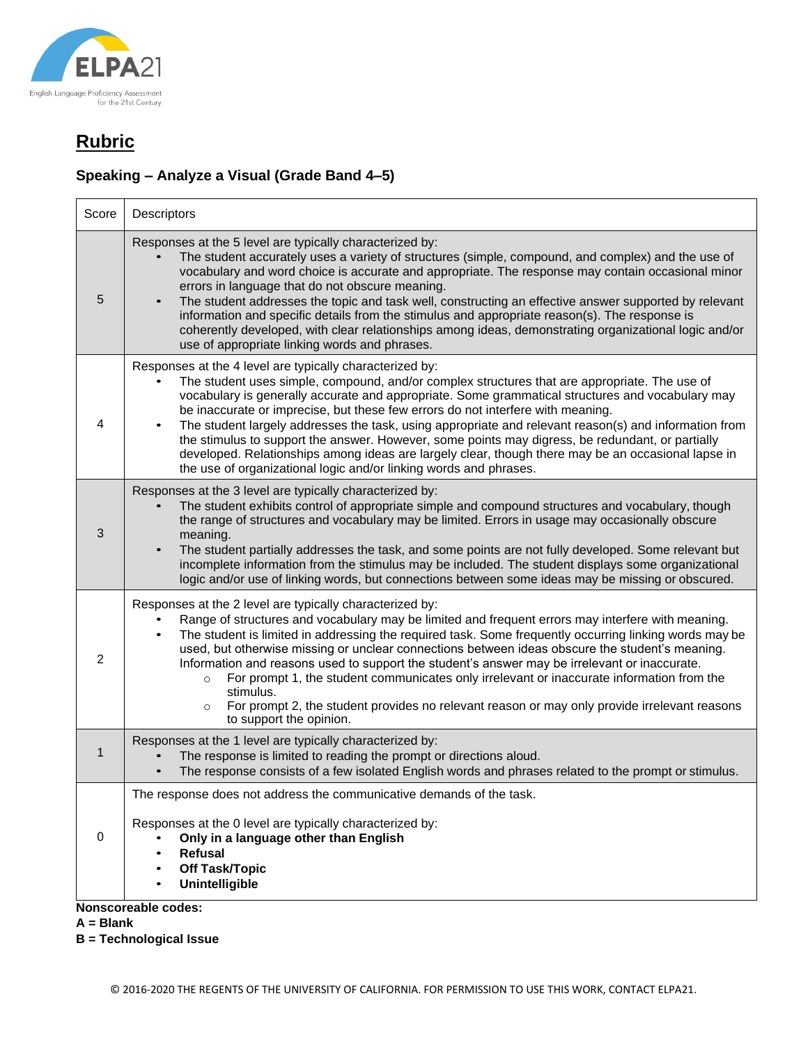ELPA21

English Language Proficiency Assessment for the 21st Century

## Rubric

### Speaking – Analyze a Visual (Grade Band 4–5)

| Score | Descriptors |
|---|---|
| 5 | Responses at the 5 level are typically characterized by:<br>• The student accurately uses a variety of structures (simple, compound, and complex) and the use of vocabulary and word choice is accurate and appropriate. The response may contain occasional minor errors in language that do not obscure meaning.<br>• The student addresses the topic and task well, constructing an effective answer supported by relevant information and specific details from the stimulus and appropriate reason(s). The response is coherently developed, with clear relationships among ideas, demonstrating organizational logic and/or use of appropriate linking words and phrases. |
| 4 | Responses at the 4 level are typically characterized by:<br>• The student uses simple, compound, and/or complex structures that are appropriate. The use of vocabulary is generally accurate and appropriate. Some grammatical structures and vocabulary may be inaccurate or imprecise, but these few errors do not interfere with meaning.<br>• The student largely addresses the task, using appropriate and relevant reason(s) and information from the stimulus to support the answer. However, some points may digress, be redundant, or partially developed. Relationships among ideas are largely clear, though there may be an occasional lapse in the use of organizational logic and/or linking words and phrases. |
| 3 | Responses at the 3 level are typically characterized by:<br>• The student exhibits control of appropriate simple and compound structures and vocabulary, though the range of structures and vocabulary may be limited. Errors in usage may occasionally obscure meaning.<br>• The student partially addresses the task, and some points are not fully developed. Some relevant but incomplete information from the stimulus may be included. The student displays some organizational logic and/or use of linking words, but connections between some ideas may be missing or obscured. |
| 2 | Responses at the 2 level are typically characterized by:<br>• Range of structures and vocabulary may be limited and frequent errors may interfere with meaning.<br>• The student is limited in addressing the required task. Some frequently occurring linking words may be used, but otherwise missing or unclear connections between ideas obscure the student's meaning. Information and reasons used to support the student's answer may be irrelevant or inaccurate.<br>&nbsp;&nbsp;&nbsp;&nbsp;○ For prompt 1, the student communicates only irrelevant or inaccurate information from the stimulus.<br>&nbsp;&nbsp;&nbsp;&nbsp;○ For prompt 2, the student provides no relevant reason or may only provide irrelevant reasons to support the opinion. |
| 1 | Responses at the 1 level are typically characterized by:<br>• The response is limited to reading the prompt or directions aloud.<br>• The response consists of a few isolated English words and phrases related to the prompt or stimulus. |
| 0 | The response does not address the communicative demands of the task.<br><br>Responses at the 0 level are typically characterized by:<br>• **Only in a language other than English**<br>• **Refusal**<br>• **Off Task/Topic**<br>• **Unintelligible** |

**Nonscoreable codes:**
**A = Blank**
**B = Technological Issue**

© 2016-2020 THE REGENTS OF THE UNIVERSITY OF CALIFORNIA. FOR PERMISSION TO USE THIS WORK, CONTACT ELPA21.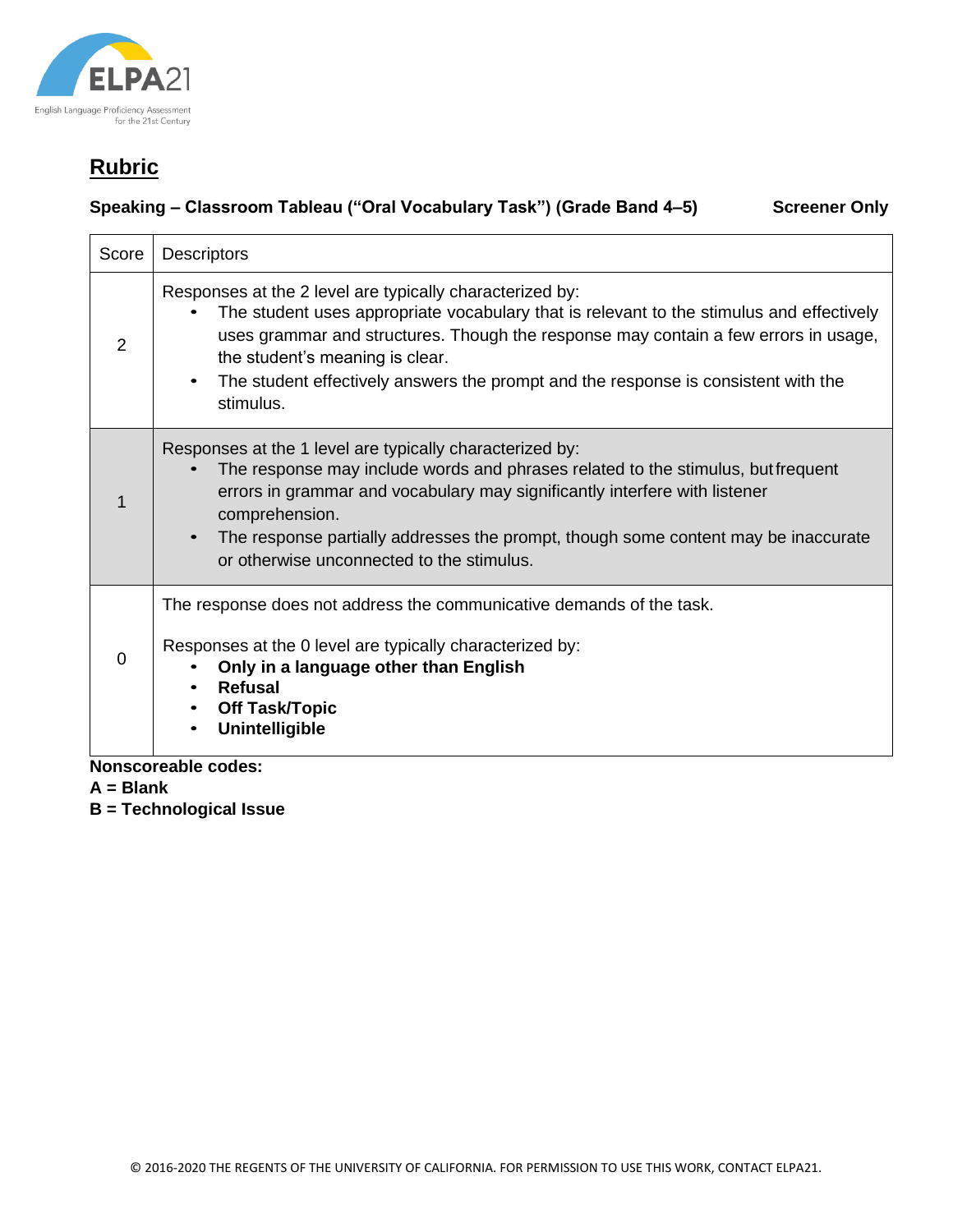## Rubric

**Speaking – Classroom Tableau ("Oral Vocabulary Task") (Grade Band 4–5)** **Screener Only**

| Score | Descriptors |
|---|---|
| 2 | Responses at the 2 level are typically characterized by:<br>• The student uses appropriate vocabulary that is relevant to the stimulus and effectively uses grammar and structures. Though the response may contain a few errors in usage, the student's meaning is clear.<br>• The student effectively answers the prompt and the response is consistent with the stimulus. |
| 1 | Responses at the 1 level are typically characterized by:<br>• The response may include words and phrases related to the stimulus, but frequent errors in grammar and vocabulary may significantly interfere with listener comprehension.<br>• The response partially addresses the prompt, though some content may be inaccurate or otherwise unconnected to the stimulus. |
| 0 | The response does not address the communicative demands of the task.<br><br>Responses at the 0 level are typically characterized by:<br>• **Only in a language other than English**<br>• **Refusal**<br>• **Off Task/Topic**<br>• **Unintelligible** |

**Nonscoreable codes:**
**A = Blank**
**B = Technological Issue**

© 2016-2020 THE REGENTS OF THE UNIVERSITY OF CALIFORNIA. FOR PERMISSION TO USE THIS WORK, CONTACT ELPA21.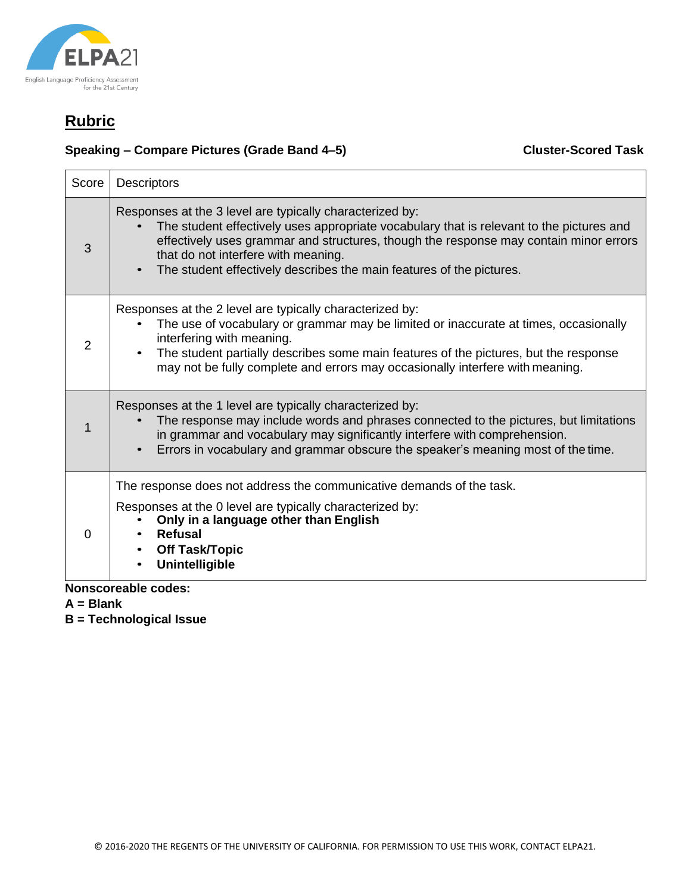## Rubric

**Speaking – Compare Pictures (Grade Band 4–5)** **Cluster-Scored Task**

| Score | Descriptors |
|---|---|
| 3 | Responses at the 3 level are typically characterized by: <br>• The student effectively uses appropriate vocabulary that is relevant to the pictures and effectively uses grammar and structures, though the response may contain minor errors that do not interfere with meaning. <br>• The student effectively describes the main features of the pictures. |
| 2 | Responses at the 2 level are typically characterized by: <br>• The use of vocabulary or grammar may be limited or inaccurate at times, occasionally interfering with meaning. <br>• The student partially describes some main features of the pictures, but the response may not be fully complete and errors may occasionally interfere with meaning. |
| 1 | Responses at the 1 level are typically characterized by: <br>• The response may include words and phrases connected to the pictures, but limitations in grammar and vocabulary may significantly interfere with comprehension. <br>• Errors in vocabulary and grammar obscure the speaker's meaning most of the time. |
| 0 | The response does not address the communicative demands of the task. <br>Responses at the 0 level are typically characterized by: <br>• **Only in a language other than English** <br>• **Refusal** <br>• **Off Task/Topic** <br>• **Unintelligible** |

**Nonscoreable codes:**
**A = Blank**
**B = Technological Issue**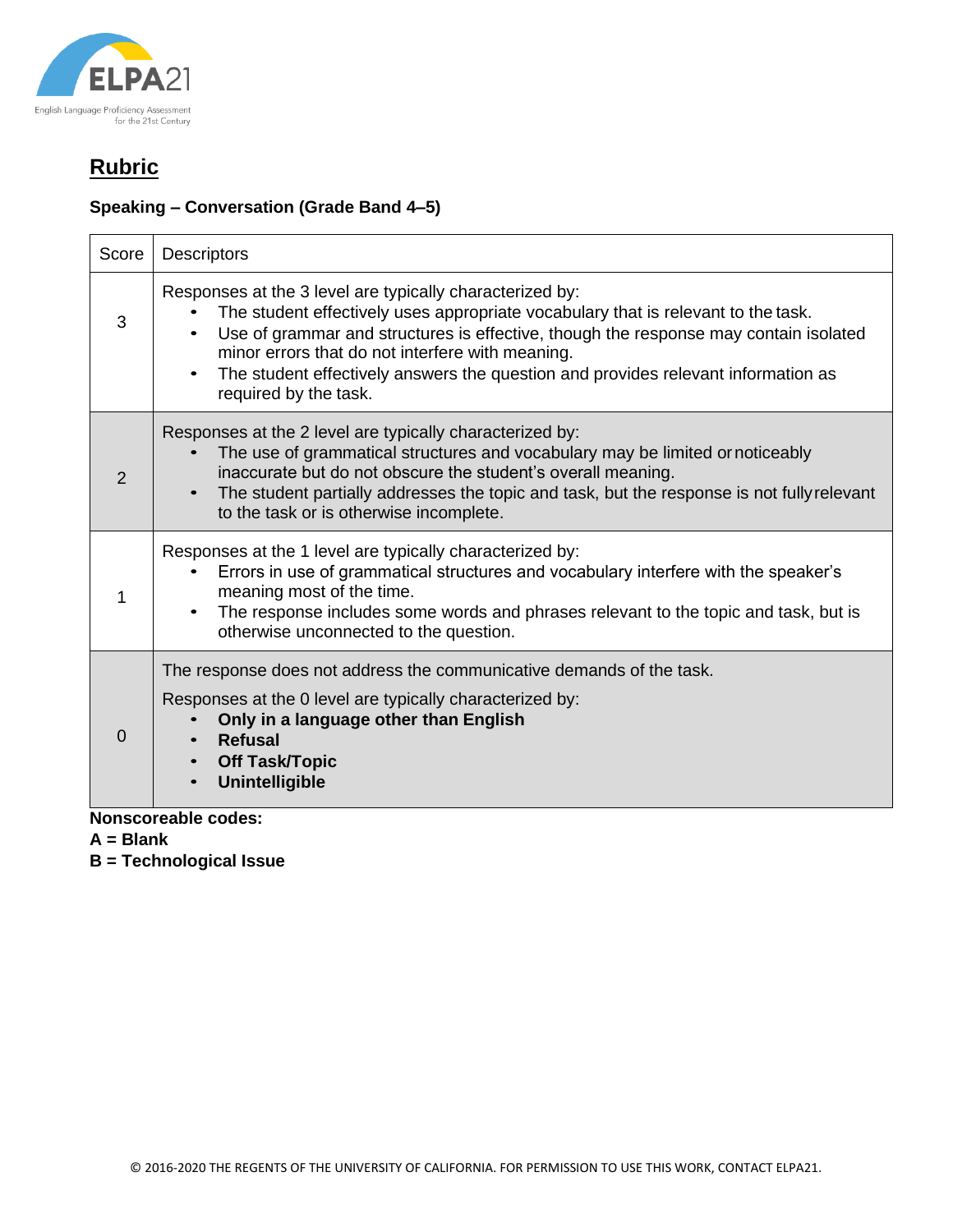## Rubric

**Speaking – Conversation (Grade Band 4–5)**

| Score | Descriptors |
|---|---|
| 3 | Responses at the 3 level are typically characterized by:<br>• The student effectively uses appropriate vocabulary that is relevant to the task.<br>• Use of grammar and structures is effective, though the response may contain isolated minor errors that do not interfere with meaning.<br>• The student effectively answers the question and provides relevant information as required by the task. |
| 2 | Responses at the 2 level are typically characterized by:<br>• The use of grammatical structures and vocabulary may be limited or noticeably inaccurate but do not obscure the student's overall meaning.<br>• The student partially addresses the topic and task, but the response is not fully relevant to the task or is otherwise incomplete. |
| 1 | Responses at the 1 level are typically characterized by:<br>• Errors in use of grammatical structures and vocabulary interfere with the speaker's meaning most of the time.<br>• The response includes some words and phrases relevant to the topic and task, but is otherwise unconnected to the question. |
| 0 | The response does not address the communicative demands of the task.<br>Responses at the 0 level are typically characterized by:<br>• **Only in a language other than English**<br>• **Refusal**<br>• **Off Task/Topic**<br>• **Unintelligible** |

**Nonscoreable codes:**
**A = Blank**
**B = Technological Issue**

© 2016-2020 THE REGENTS OF THE UNIVERSITY OF CALIFORNIA. FOR PERMISSION TO USE THIS WORK, CONTACT ELPA21.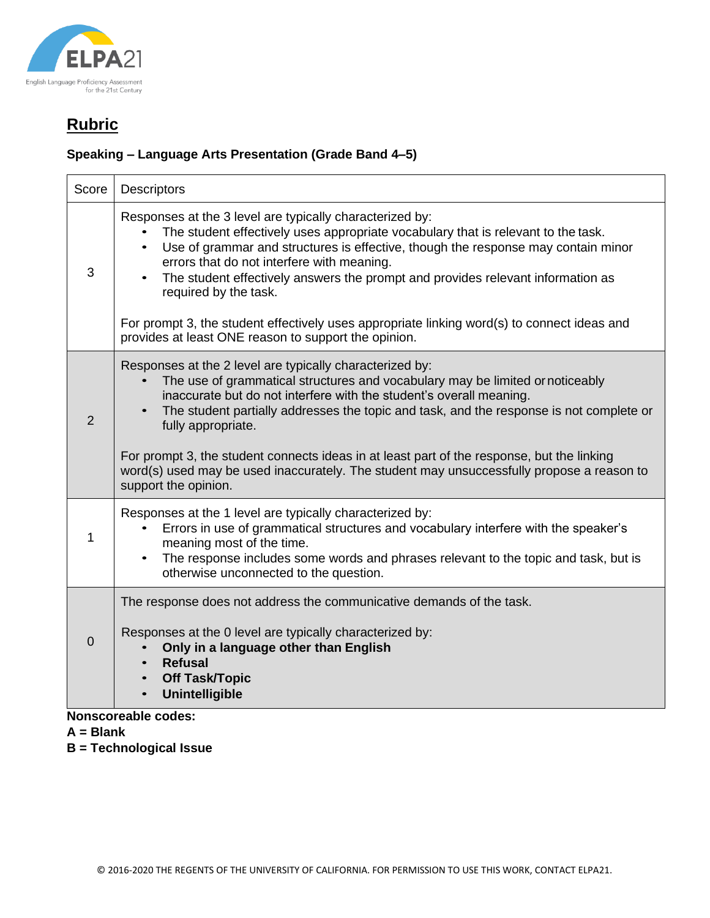## Rubric

**Speaking – Language Arts Presentation (Grade Band 4–5)**

| Score | Descriptors |
|---|---|
| 3 | Responses at the 3 level are typically characterized by:<br>• The student effectively uses appropriate vocabulary that is relevant to the task.<br>• Use of grammar and structures is effective, though the response may contain minor errors that do not interfere with meaning.<br>• The student effectively answers the prompt and provides relevant information as required by the task.<br><br>For prompt 3, the student effectively uses appropriate linking word(s) to connect ideas and provides at least ONE reason to support the opinion. |
| 2 | Responses at the 2 level are typically characterized by:<br>• The use of grammatical structures and vocabulary may be limited or noticeably inaccurate but do not interfere with the student's overall meaning.<br>• The student partially addresses the topic and task, and the response is not complete or fully appropriate.<br><br>For prompt 3, the student connects ideas in at least part of the response, but the linking word(s) used may be used inaccurately. The student may unsuccessfully propose a reason to support the opinion. |
| 1 | Responses at the 1 level are typically characterized by:<br>• Errors in use of grammatical structures and vocabulary interfere with the speaker's meaning most of the time.<br>• The response includes some words and phrases relevant to the topic and task, but is otherwise unconnected to the question. |
| 0 | The response does not address the communicative demands of the task.<br><br>Responses at the 0 level are typically characterized by:<br>• **Only in a language other than English**<br>• **Refusal**<br>• **Off Task/Topic**<br>• **Unintelligible** |

**Nonscoreable codes:**
**A = Blank**
**B = Technological Issue**

© 2016-2020 THE REGENTS OF THE UNIVERSITY OF CALIFORNIA. FOR PERMISSION TO USE THIS WORK, CONTACT ELPA21.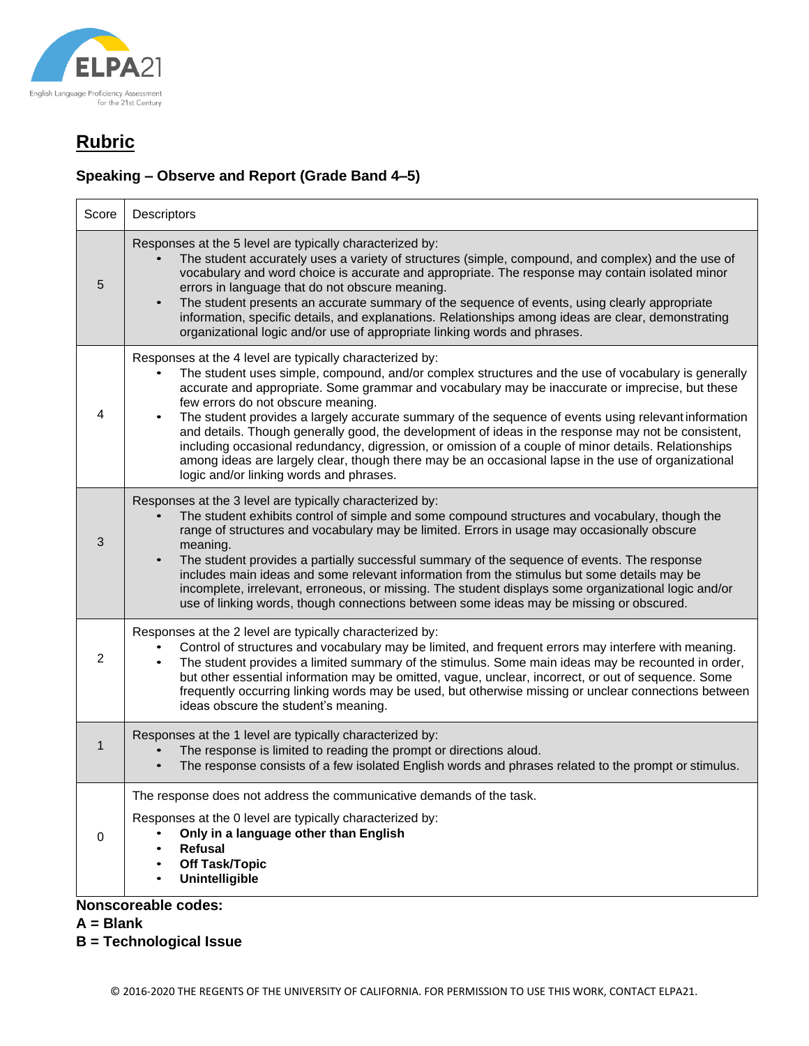# Rubric

### Speaking – Observe and Report (Grade Band 4–5)

| Score | Descriptors |
|---|---|
| 5 | Responses at the 5 level are typically characterized by:<br>• The student accurately uses a variety of structures (simple, compound, and complex) and the use of vocabulary and word choice is accurate and appropriate. The response may contain isolated minor errors in language that do not obscure meaning.<br>• The student presents an accurate summary of the sequence of events, using clearly appropriate information, specific details, and explanations. Relationships among ideas are clear, demonstrating organizational logic and/or use of appropriate linking words and phrases. |
| 4 | Responses at the 4 level are typically characterized by:<br>• The student uses simple, compound, and/or complex structures and the use of vocabulary is generally accurate and appropriate. Some grammar and vocabulary may be inaccurate or imprecise, but these few errors do not obscure meaning.<br>• The student provides a largely accurate summary of the sequence of events using relevant information and details. Though generally good, the development of ideas in the response may not be consistent, including occasional redundancy, digression, or omission of a couple of minor details. Relationships among ideas are largely clear, though there may be an occasional lapse in the use of organizational logic and/or linking words and phrases. |
| 3 | Responses at the 3 level are typically characterized by:<br>• The student exhibits control of simple and some compound structures and vocabulary, though the range of structures and vocabulary may be limited. Errors in usage may occasionally obscure meaning.<br>• The student provides a partially successful summary of the sequence of events. The response includes main ideas and some relevant information from the stimulus but some details may be incomplete, irrelevant, erroneous, or missing. The student displays some organizational logic and/or use of linking words, though connections between some ideas may be missing or obscured. |
| 2 | Responses at the 2 level are typically characterized by:<br>• Control of structures and vocabulary may be limited, and frequent errors may interfere with meaning.<br>• The student provides a limited summary of the stimulus. Some main ideas may be recounted in order, but other essential information may be omitted, vague, unclear, incorrect, or out of sequence. Some frequently occurring linking words may be used, but otherwise missing or unclear connections between ideas obscure the student's meaning. |
| 1 | Responses at the 1 level are typically characterized by:<br>• The response is limited to reading the prompt or directions aloud.<br>• The response consists of a few isolated English words and phrases related to the prompt or stimulus. |
| 0 | The response does not address the communicative demands of the task.<br>Responses at the 0 level are typically characterized by:<br>• **Only in a language other than English**<br>• **Refusal**<br>• **Off Task/Topic**<br>• **Unintelligible** |

**Nonscoreable codes:**

**A = Blank**

**B = Technological Issue**

© 2016-2020 THE REGENTS OF THE UNIVERSITY OF CALIFORNIA. FOR PERMISSION TO USE THIS WORK, CONTACT ELPA21.